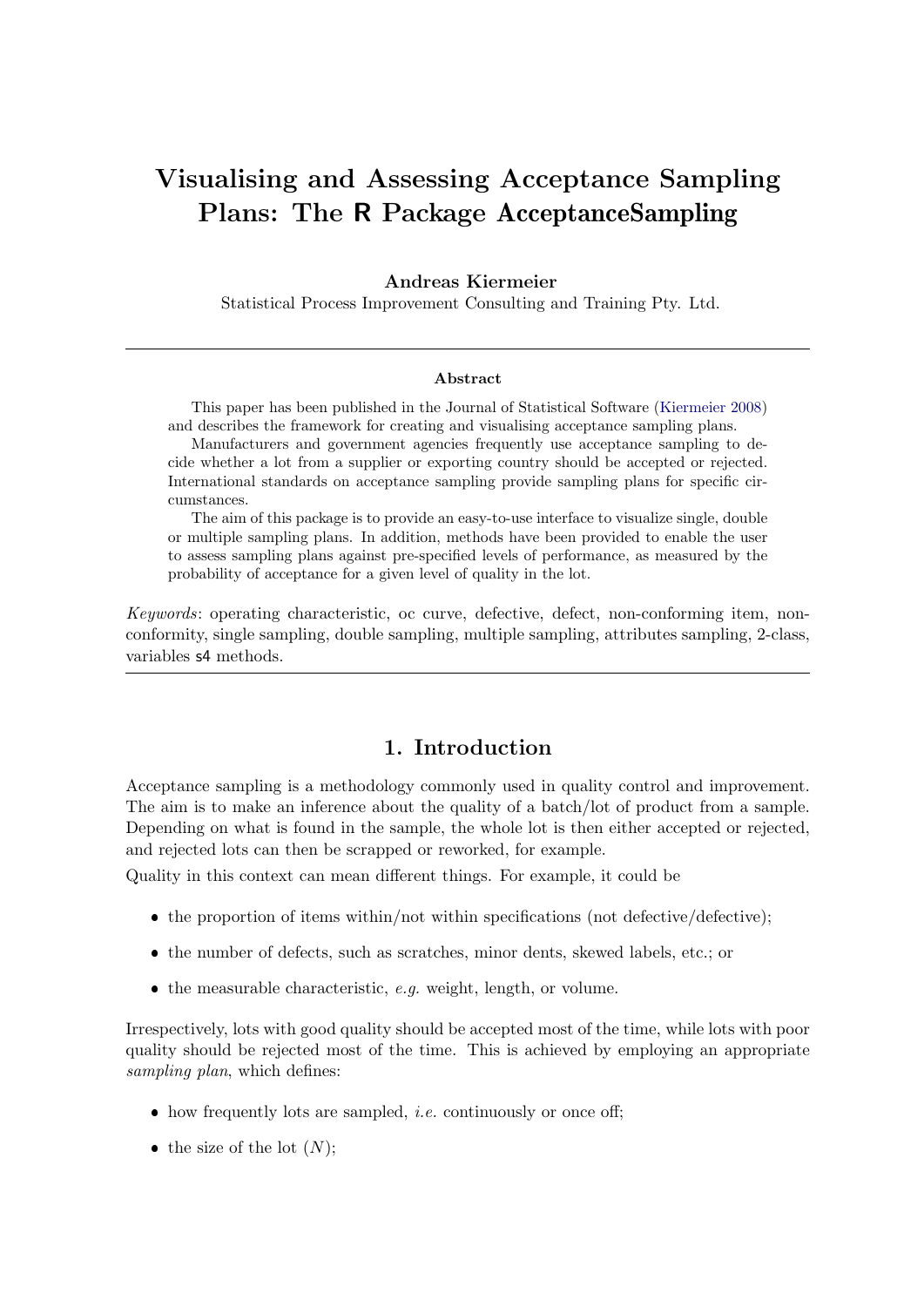# Visualising and Assessing Acceptance Sampling Plans: The R Package AcceptanceSampling

**Andreas Kiermeier**
Statistical Process Improvement Consulting and Training Pty. Ltd.

---

**Abstract**

This paper has been published in the Journal of Statistical Software (Kiermeier 2008) and describes the framework for creating and visualising acceptance sampling plans.

Manufacturers and government agencies frequently use acceptance sampling to decide whether a lot from a supplier or exporting country should be accepted or rejected. International standards on acceptance sampling provide sampling plans for specific circumstances.

The aim of this package is to provide an easy-to-use interface to visualize single, double or multiple sampling plans. In addition, methods have been provided to enable the user to assess sampling plans against pre-specified levels of performance, as measured by the probability of acceptance for a given level of quality in the lot.

*Keywords*: operating characteristic, oc curve, defective, defect, non-conforming item, non-conformity, single sampling, double sampling, multiple sampling, attributes sampling, 2-class, variables s4 methods.

---

## 1. Introduction

Acceptance sampling is a methodology commonly used in quality control and improvement. The aim is to make an inference about the quality of a batch/lot of product from a sample. Depending on what is found in the sample, the whole lot is then either accepted or rejected, and rejected lots can then be scrapped or reworked, for example.

Quality in this context can mean different things. For example, it could be

- the proportion of items within/not within specifications (not defective/defective);
- the number of defects, such as scratches, minor dents, skewed labels, etc.; or
- the measurable characteristic, *e.g.* weight, length, or volume.

Irrespectively, lots with good quality should be accepted most of the time, while lots with poor quality should be rejected most of the time. This is achieved by employing an appropriate *sampling plan*, which defines:

- how frequently lots are sampled, *i.e.* continuously or once off;
- the size of the lot ($N$);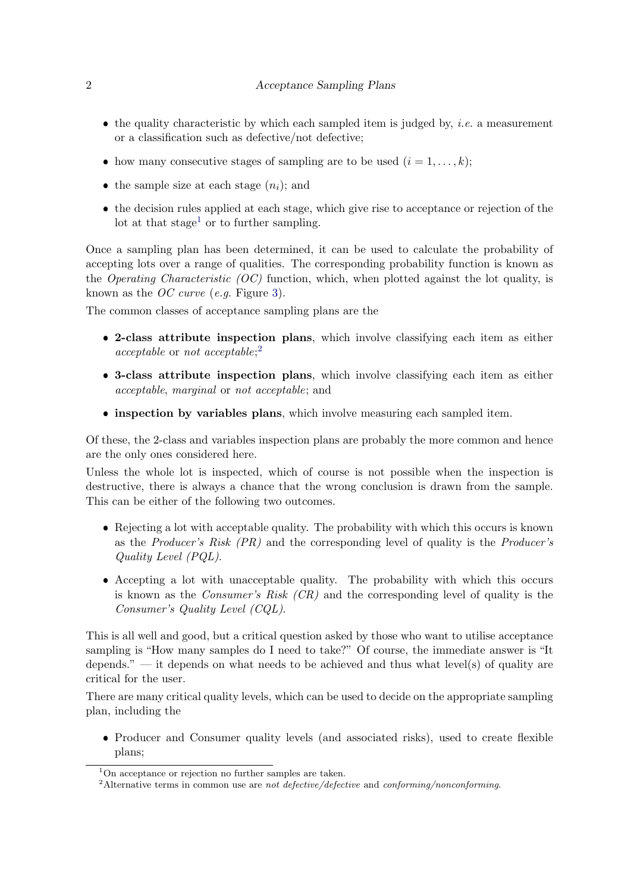- the quality characteristic by which each sampled item is judged by, *i.e.* a measurement or a classification such as defective/not defective;
- how many consecutive stages of sampling are to be used ($i = 1, \ldots, k$);
- the sample size at each stage ($n_i$); and
- the decision rules applied at each stage, which give rise to acceptance or rejection of the lot at that stage[1] or to further sampling.

Once a sampling plan has been determined, it can be used to calculate the probability of accepting lots over a range of qualities. The corresponding probability function is known as the *Operating Characteristic (OC)* function, which, when plotted against the lot quality, is known as the *OC curve* (*e.g.* Figure 3).

The common classes of acceptance sampling plans are the

- **2-class attribute inspection plans**, which involve classifying each item as either *acceptable* or *not acceptable*;[2]
- **3-class attribute inspection plans**, which involve classifying each item as either *acceptable*, *marginal* or *not acceptable*; and
- **inspection by variables plans**, which involve measuring each sampled item.

Of these, the 2-class and variables inspection plans are probably the more common and hence are the only ones considered here.

Unless the whole lot is inspected, which of course is not possible when the inspection is destructive, there is always a chance that the wrong conclusion is drawn from the sample. This can be either of the following two outcomes.

- Rejecting a lot with acceptable quality. The probability with which this occurs is known as the *Producer's Risk (PR)* and the corresponding level of quality is the *Producer's Quality Level (PQL)*.
- Accepting a lot with unacceptable quality. The probability with which this occurs is known as the *Consumer's Risk (CR)* and the corresponding level of quality is the *Consumer's Quality Level (CQL)*.

This is all well and good, but a critical question asked by those who want to utilise acceptance sampling is "How many samples do I need to take?" Of course, the immediate answer is "It depends." — it depends on what needs to be achieved and thus what level(s) of quality are critical for the user.

There are many critical quality levels, which can be used to decide on the appropriate sampling plan, including the

- Producer and Consumer quality levels (and associated risks), used to create flexible plans;

[1] On acceptance or rejection no further samples are taken.

[2] Alternative terms in common use are *not defective/defective* and *conforming/nonconforming*.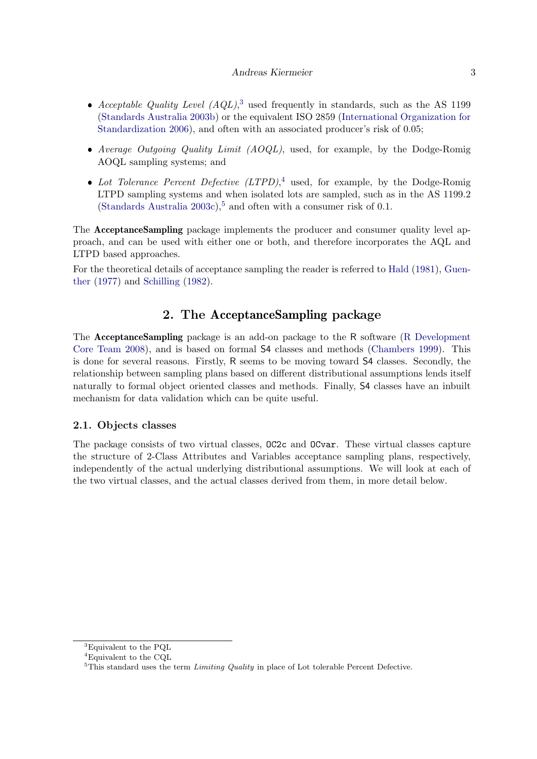- *Acceptable Quality Level (AQL)*,[3] used frequently in standards, such as the AS 1199 (Standards Australia 2003b) or the equivalent ISO 2859 (International Organization for Standardization 2006), and often with an associated producer's risk of 0.05;
- *Average Outgoing Quality Limit (AOQL)*, used, for example, by the Dodge-Romig AOQL sampling systems; and
- *Lot Tolerance Percent Defective (LTPD)*,[4] used, for example, by the Dodge-Romig LTPD sampling systems and when isolated lots are sampled, such as in the AS 1199.2 (Standards Australia 2003c),[5] and often with a consumer risk of 0.1.

The **AcceptanceSampling** package implements the producer and consumer quality level approach, and can be used with either one or both, and therefore incorporates the AQL and LTPD based approaches.

For the theoretical details of acceptance sampling the reader is referred to Hald (1981), Guenther (1977) and Schilling (1982).

## 2. The AcceptanceSampling package

The **AcceptanceSampling** package is an add-on package to the R software (R Development Core Team 2008), and is based on formal S4 classes and methods (Chambers 1999). This is done for several reasons. Firstly, R seems to be moving toward S4 classes. Secondly, the relationship between sampling plans based on different distributional assumptions lends itself naturally to formal object oriented classes and methods. Finally, S4 classes have an inbuilt mechanism for data validation which can be quite useful.

### 2.1. Objects classes

The package consists of two virtual classes, `OC2c` and `OCvar`. These virtual classes capture the structure of 2-Class Attributes and Variables acceptance sampling plans, respectively, independently of the actual underlying distributional assumptions. We will look at each of the two virtual classes, and the actual classes derived from them, in more detail below.

---

[3] Equivalent to the PQL

[4] Equivalent to the CQL

[5] This standard uses the term *Limiting Quality* in place of Lot tolerable Percent Defective.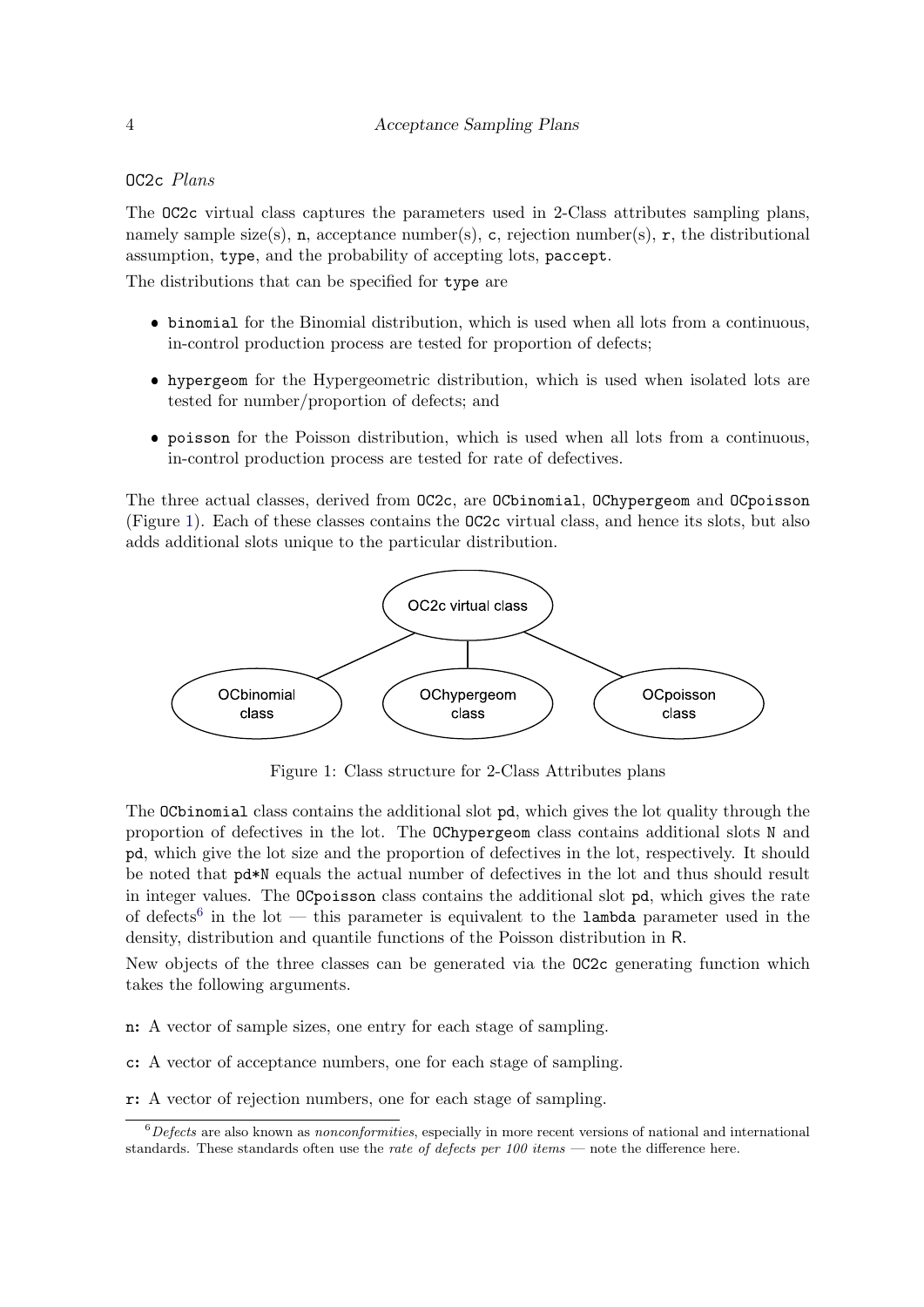### OC2c *Plans*

The OC2c virtual class captures the parameters used in 2-Class attributes sampling plans, namely sample size(s), n, acceptance number(s), c, rejection number(s), r, the distributional assumption, type, and the probability of accepting lots, paccept.

The distributions that can be specified for type are

- binomial for the Binomial distribution, which is used when all lots from a continuous, in-control production process are tested for proportion of defects;
- hypergeom for the Hypergeometric distribution, which is used when isolated lots are tested for number/proportion of defects; and
- poisson for the Poisson distribution, which is used when all lots from a continuous, in-control production process are tested for rate of defectives.

The three actual classes, derived from OC2c, are OCbinomial, OChypergeom and OCpoisson (Figure 1). Each of these classes contains the OC2c virtual class, and hence its slots, but also adds additional slots unique to the particular distribution.

Figure 1: Class structure for 2-Class Attributes plans

The OCbinomial class contains the additional slot pd, which gives the lot quality through the proportion of defectives in the lot. The OChypergeom class contains additional slots N and pd, which give the lot size and the proportion of defectives in the lot, respectively. It should be noted that pd*N equals the actual number of defectives in the lot and thus should result in integer values. The OCpoisson class contains the additional slot pd, which gives the rate of defects[6] in the lot — this parameter is equivalent to the lambda parameter used in the density, distribution and quantile functions of the Poisson distribution in R.

New objects of the three classes can be generated via the OC2c generating function which takes the following arguments.

**n:** A vector of sample sizes, one entry for each stage of sampling.

**c:** A vector of acceptance numbers, one for each stage of sampling.

**r:** A vector of rejection numbers, one for each stage of sampling.

[6] *Defects* are also known as *nonconformities*, especially in more recent versions of national and international standards. These standards often use the *rate of defects per 100 items* — note the difference here.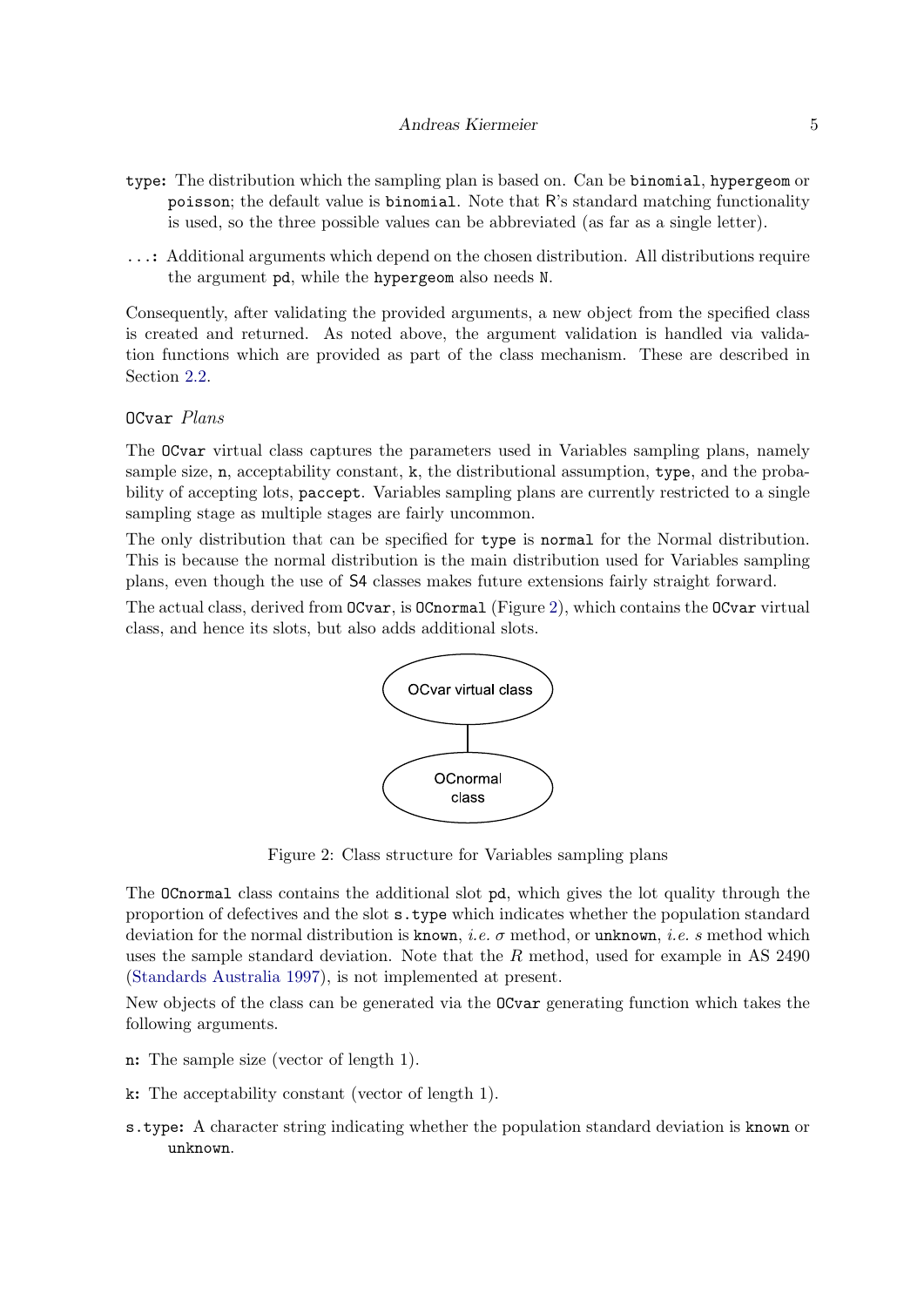**type:** The distribution which the sampling plan is based on. Can be `binomial`, `hypergeom` or `poisson`; the default value is `binomial`. Note that R's standard matching functionality is used, so the three possible values can be abbreviated (as far as a single letter).

**...:** Additional arguments which depend on the chosen distribution. All distributions require the argument `pd`, while the `hypergeom` also needs `N`.

Consequently, after validating the provided arguments, a new object from the specified class is created and returned. As noted above, the argument validation is handled via validation functions which are provided as part of the class mechanism. These are described in Section 2.2.

#### `OCvar` *Plans*

The `OCvar` virtual class captures the parameters used in Variables sampling plans, namely sample size, `n`, acceptability constant, `k`, the distributional assumption, `type`, and the probability of accepting lots, `paccept`. Variables sampling plans are currently restricted to a single sampling stage as multiple stages are fairly uncommon.

The only distribution that can be specified for `type` is `normal` for the Normal distribution. This is because the normal distribution is the main distribution used for Variables sampling plans, even though the use of S4 classes makes future extensions fairly straight forward.

The actual class, derived from `OCvar`, is `OCnormal` (Figure 2), which contains the `OCvar` virtual class, and hence its slots, but also adds additional slots.

Figure 2: Class structure for Variables sampling plans

The `OCnormal` class contains the additional slot `pd`, which gives the lot quality through the proportion of defectives and the slot `s.type` which indicates whether the population standard deviation for the normal distribution is `known`, *i.e.* $\sigma$ method, or `unknown`, *i.e.* $s$ method which uses the sample standard deviation. Note that the $R$ method, used for example in AS 2490 (Standards Australia 1997), is not implemented at present.

New objects of the class can be generated via the `OCvar` generating function which takes the following arguments.

**n:** The sample size (vector of length 1).

**k:** The acceptability constant (vector of length 1).

**s.type:** A character string indicating whether the population standard deviation is `known` or `unknown`.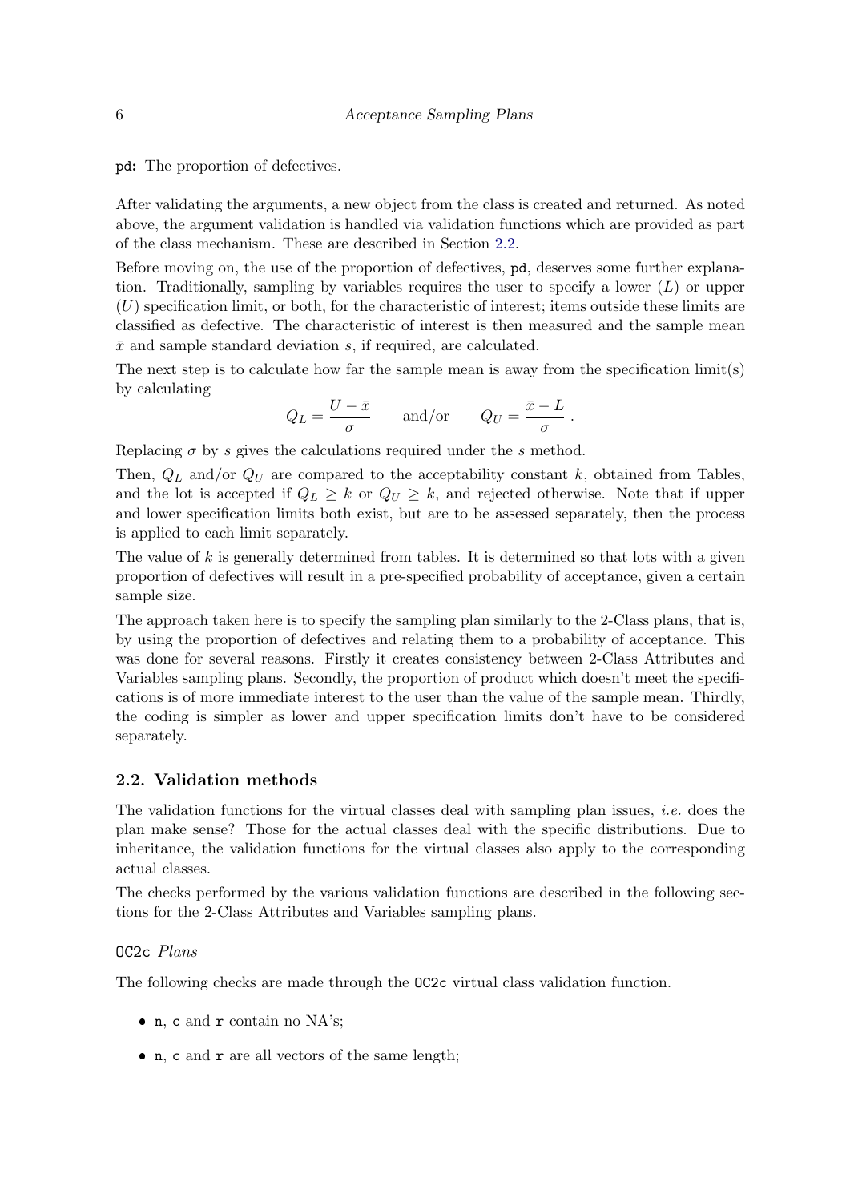`pd`**:** The proportion of defectives.

After validating the arguments, a new object from the class is created and returned. As noted above, the argument validation is handled via validation functions which are provided as part of the class mechanism. These are described in Section 2.2.

Before moving on, the use of the proportion of defectives, `pd`, deserves some further explanation. Traditionally, sampling by variables requires the user to specify a lower ($L$) or upper ($U$) specification limit, or both, for the characteristic of interest; items outside these limits are classified as defective. The characteristic of interest is then measured and the sample mean $\bar{x}$ and sample standard deviation $s$, if required, are calculated.

The next step is to calculate how far the sample mean is away from the specification limit(s) by calculating

$$Q_L = \frac{U - \bar{x}}{\sigma} \qquad \text{and/or} \qquad Q_U = \frac{\bar{x} - L}{\sigma}\ .$$

Replacing $\sigma$ by $s$ gives the calculations required under the $s$ method.

Then, $Q_L$ and/or $Q_U$ are compared to the acceptability constant $k$, obtained from Tables, and the lot is accepted if $Q_L \geq k$ or $Q_U \geq k$, and rejected otherwise. Note that if upper and lower specification limits both exist, but are to be assessed separately, then the process is applied to each limit separately.

The value of $k$ is generally determined from tables. It is determined so that lots with a given proportion of defectives will result in a pre-specified probability of acceptance, given a certain sample size.

The approach taken here is to specify the sampling plan similarly to the 2-Class plans, that is, by using the proportion of defectives and relating them to a probability of acceptance. This was done for several reasons. Firstly it creates consistency between 2-Class Attributes and Variables sampling plans. Secondly, the proportion of product which doesn't meet the specifications is of more immediate interest to the user than the value of the sample mean. Thirdly, the coding is simpler as lower and upper specification limits don't have to be considered separately.

### 2.2. Validation methods

The validation functions for the virtual classes deal with sampling plan issues, *i.e.* does the plan make sense? Those for the actual classes deal with the specific distributions. Due to inheritance, the validation functions for the virtual classes also apply to the corresponding actual classes.

The checks performed by the various validation functions are described in the following sections for the 2-Class Attributes and Variables sampling plans.

#### `OC2c` *Plans*

The following checks are made through the `OC2c` virtual class validation function.

- `n`, `c` and `r` contain no NA's;
- `n`, `c` and `r` are all vectors of the same length;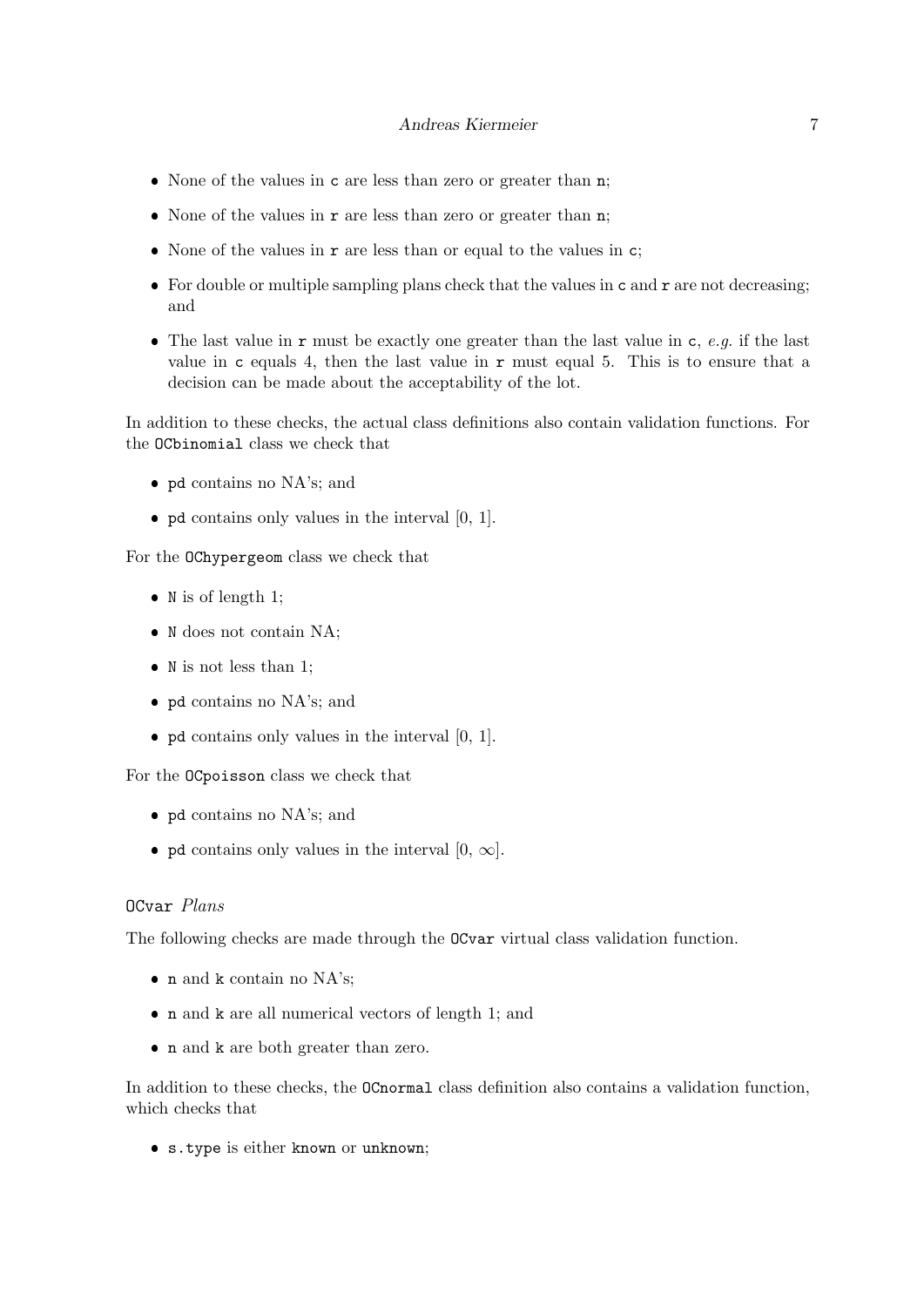- None of the values in `c` are less than zero or greater than `n`;
- None of the values in `r` are less than zero or greater than `n`;
- None of the values in `r` are less than or equal to the values in `c`;
- For double or multiple sampling plans check that the values in `c` and `r` are not decreasing; and
- The last value in `r` must be exactly one greater than the last value in `c`, *e.g.* if the last value in `c` equals 4, then the last value in `r` must equal 5. This is to ensure that a decision can be made about the acceptability of the lot.

In addition to these checks, the actual class definitions also contain validation functions. For the `OCbinomial` class we check that

- `pd` contains no NA's; and
- `pd` contains only values in the interval [0, 1].

For the `OChypergeom` class we check that

- `N` is of length 1;
- `N` does not contain NA;
- `N` is not less than 1;
- `pd` contains no NA's; and
- `pd` contains only values in the interval [0, 1].

For the `OCpoisson` class we check that

- `pd` contains no NA's; and
- `pd` contains only values in the interval $[0, \infty]$.

#### `OCvar` *Plans*

The following checks are made through the `OCvar` virtual class validation function.

- `n` and `k` contain no NA's;
- `n` and `k` are all numerical vectors of length 1; and
- `n` and `k` are both greater than zero.

In addition to these checks, the `OCnormal` class definition also contains a validation function, which checks that

- `s.type` is either `known` or `unknown`;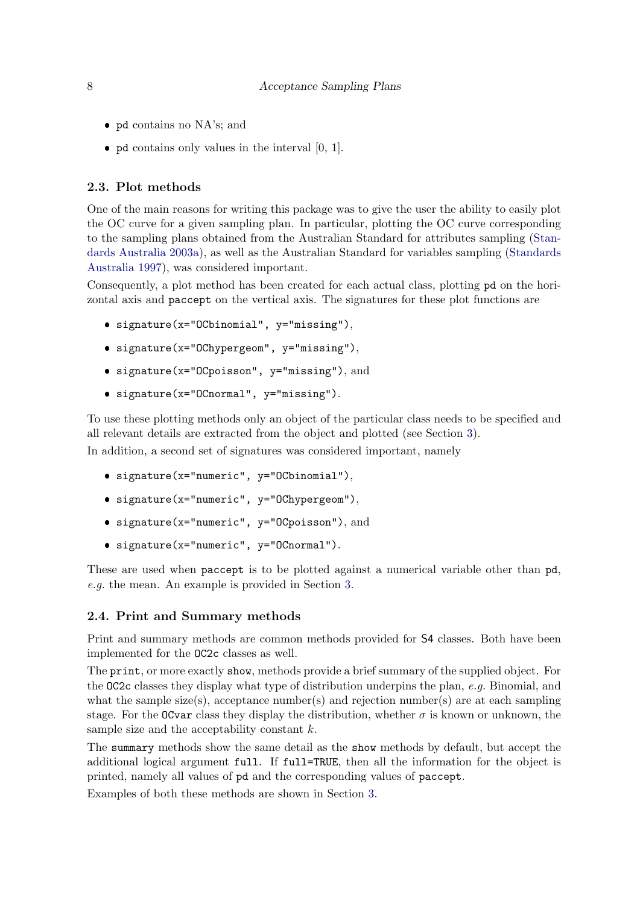- `pd` contains no NA's; and
- `pd` contains only values in the interval [0, 1].

### 2.3. Plot methods

One of the main reasons for writing this package was to give the user the ability to easily plot the OC curve for a given sampling plan. In particular, plotting the OC curve corresponding to the sampling plans obtained from the Australian Standard for attributes sampling (Standards Australia 2003a), as well as the Australian Standard for variables sampling (Standards Australia 1997), was considered important.

Consequently, a plot method has been created for each actual class, plotting `pd` on the horizontal axis and `paccept` on the vertical axis. The signatures for these plot functions are

- `signature(x="OCbinomial", y="missing")`,
- `signature(x="OChypergeom", y="missing")`,
- `signature(x="OCpoisson", y="missing")`, and
- `signature(x="OCnormal", y="missing")`.

To use these plotting methods only an object of the particular class needs to be specified and all relevant details are extracted from the object and plotted (see Section 3).

In addition, a second set of signatures was considered important, namely

- `signature(x="numeric", y="OCbinomial")`,
- `signature(x="numeric", y="OChypergeom")`,
- `signature(x="numeric", y="OCpoisson")`, and
- `signature(x="numeric", y="OCnormal")`.

These are used when `paccept` is to be plotted against a numerical variable other than `pd`, *e.g.* the mean. An example is provided in Section 3.

### 2.4. Print and Summary methods

Print and summary methods are common methods provided for S4 classes. Both have been implemented for the `OC2c` classes as well.

The `print`, or more exactly `show`, methods provide a brief summary of the supplied object. For the `OC2c` classes they display what type of distribution underpins the plan, *e.g.* Binomial, and what the sample size(s), acceptance number(s) and rejection number(s) are at each sampling stage. For the `OCvar` class they display the distribution, whether $\sigma$ is known or unknown, the sample size and the acceptability constant $k$.

The `summary` methods show the same detail as the `show` methods by default, but accept the additional logical argument `full`. If `full=TRUE`, then all the information for the object is printed, namely all values of `pd` and the corresponding values of `paccept`.

Examples of both these methods are shown in Section 3.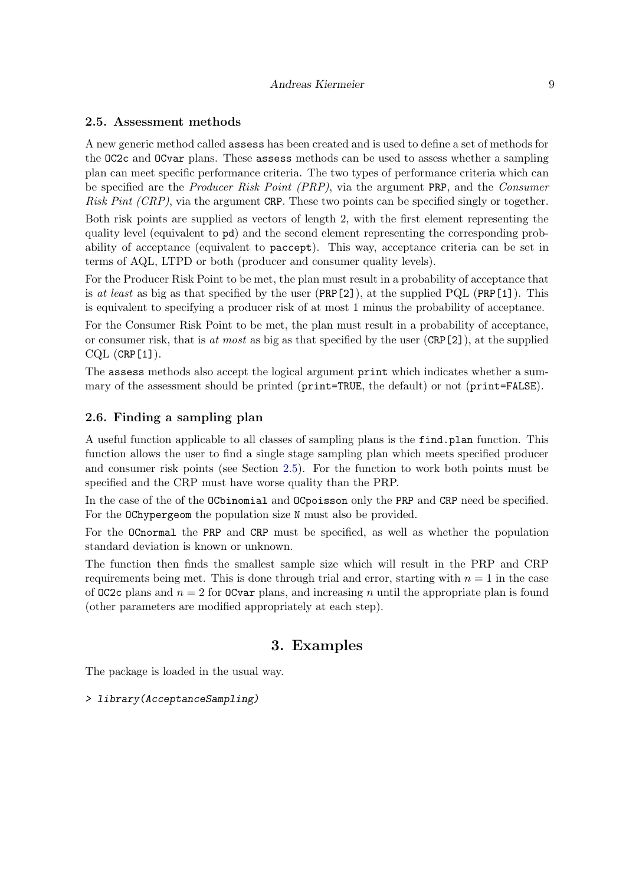### 2.5. Assessment methods

A new generic method called `assess` has been created and is used to define a set of methods for the `OC2c` and `OCvar` plans. These `assess` methods can be used to assess whether a sampling plan can meet specific performance criteria. The two types of performance criteria which can be specified are the *Producer Risk Point (PRP)*, via the argument `PRP`, and the *Consumer Risk Pint (CRP)*, via the argument `CRP`. These two points can be specified singly or together.

Both risk points are supplied as vectors of length 2, with the first element representing the quality level (equivalent to `pd`) and the second element representing the corresponding probability of acceptance (equivalent to `paccept`). This way, acceptance criteria can be set in terms of AQL, LTPD or both (producer and consumer quality levels).

For the Producer Risk Point to be met, the plan must result in a probability of acceptance that is *at least* as big as that specified by the user (`PRP[2]`), at the supplied PQL (`PRP[1]`). This is equivalent to specifying a producer risk of at most 1 minus the probability of acceptance.

For the Consumer Risk Point to be met, the plan must result in a probability of acceptance, or consumer risk, that is *at most* as big as that specified by the user (`CRP[2]`), at the supplied CQL (`CRP[1]`).

The `assess` methods also accept the logical argument `print` which indicates whether a summary of the assessment should be printed (`print=TRUE`, the default) or not (`print=FALSE`).

### 2.6. Finding a sampling plan

A useful function applicable to all classes of sampling plans is the `find.plan` function. This function allows the user to find a single stage sampling plan which meets specified producer and consumer risk points (see Section 2.5). For the function to work both points must be specified and the CRP must have worse quality than the PRP.

In the case of the of the `OCbinomial` and `OCpoisson` only the `PRP` and `CRP` need be specified. For the `OChypergeom` the population size `N` must also be provided.

For the `OCnormal` the `PRP` and `CRP` must be specified, as well as whether the population standard deviation is known or unknown.

The function then finds the smallest sample size which will result in the PRP and CRP requirements being met. This is done through trial and error, starting with $n = 1$ in the case of `OC2c` plans and $n = 2$ for `OCvar` plans, and increasing $n$ until the appropriate plan is found (other parameters are modified appropriately at each step).

## 3. Examples

The package is loaded in the usual way.

```
> library(AcceptanceSampling)
```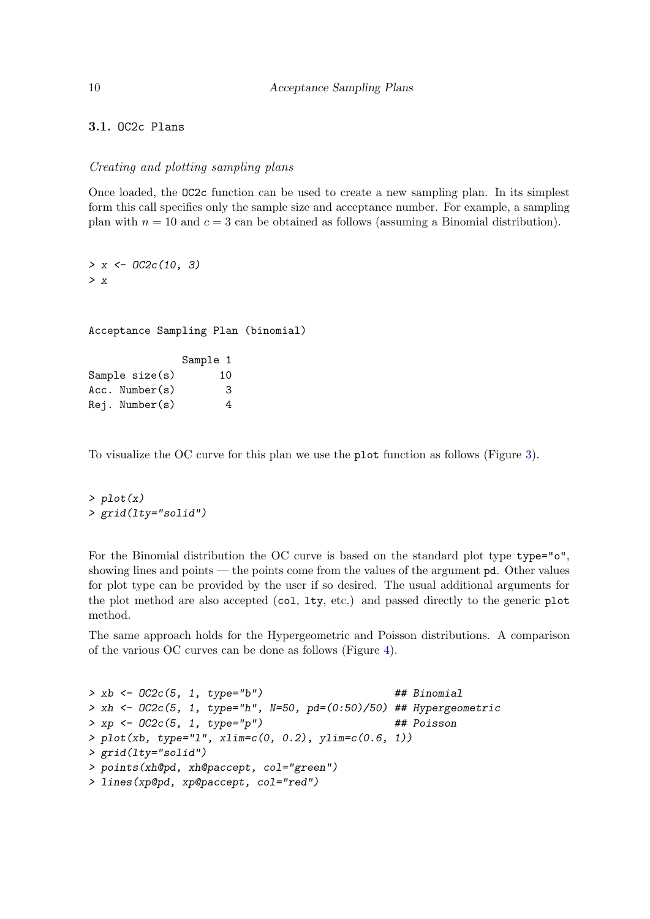### 3.1. OC2c Plans

*Creating and plotting sampling plans*

Once loaded, the OC2c function can be used to create a new sampling plan. In its simplest form this call specifies only the sample size and acceptance number. For example, a sampling plan with $n = 10$ and $c = 3$ can be obtained as follows (assuming a Binomial distribution).

```
> x <- OC2c(10, 3)
> x
```

```
Acceptance Sampling Plan (binomial)

               Sample 1
Sample size(s)       10
Acc. Number(s)        3
Rej. Number(s)        4
```

To visualize the OC curve for this plan we use the plot function as follows (Figure 3).

```
> plot(x)
> grid(lty="solid")
```

For the Binomial distribution the OC curve is based on the standard plot type type="o", showing lines and points — the points come from the values of the argument pd. Other values for plot type can be provided by the user if so desired. The usual additional arguments for the plot method are also accepted (col, lty, etc.) and passed directly to the generic plot method.

The same approach holds for the Hypergeometric and Poisson distributions. A comparison of the various OC curves can be done as follows (Figure 4).

```
> xb <- OC2c(5, 1, type="b")                        ## Binomial
> xh <- OC2c(5, 1, type="h", N=50, pd=(0:50)/50) ## Hypergeometric
> xp <- OC2c(5, 1, type="p")                        ## Poisson
> plot(xb, type="l", xlim=c(0, 0.2), ylim=c(0.6, 1))
> grid(lty="solid")
> points(xh@pd, xh@paccept, col="green")
> lines(xp@pd, xp@paccept, col="red")
```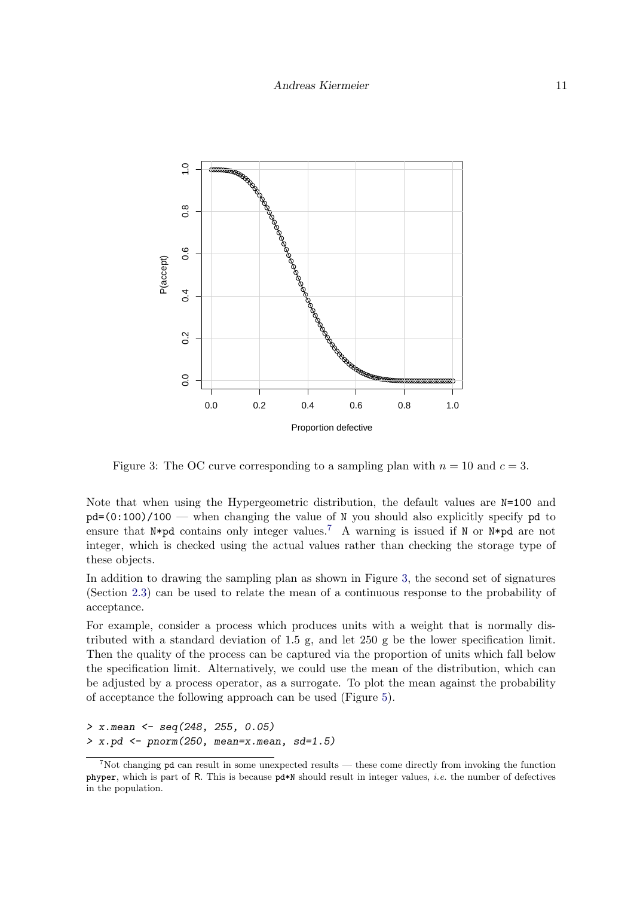Figure 3: The OC curve corresponding to a sampling plan with $n = 10$ and $c = 3$.

Note that when using the Hypergeometric distribution, the default values are `N=100` and `pd=(0:100)/100` — when changing the value of `N` you should also explicitly specify `pd` to ensure that `N*pd` contains only integer values.[7] A warning is issued if `N` or `N*pd` are not integer, which is checked using the actual values rather than checking the storage type of these objects.

In addition to drawing the sampling plan as shown in Figure 3, the second set of signatures (Section 2.3) can be used to relate the mean of a continuous response to the probability of acceptance.

For example, consider a process which produces units with a weight that is normally distributed with a standard deviation of 1.5 g, and let 250 g be the lower specification limit. Then the quality of the process can be captured via the proportion of units which fall below the specification limit. Alternatively, we could use the mean of the distribution, which can be adjusted by a process operator, as a surrogate. To plot the mean against the probability of acceptance the following approach can be used (Figure 5).

```
> x.mean <- seq(248, 255, 0.05)
> x.pd <- pnorm(250, mean=x.mean, sd=1.5)
```

[7] Not changing `pd` can result in some unexpected results — these come directly from invoking the function `phyper`, which is part of R. This is because `pd*N` should result in integer values, *i.e.* the number of defectives in the population.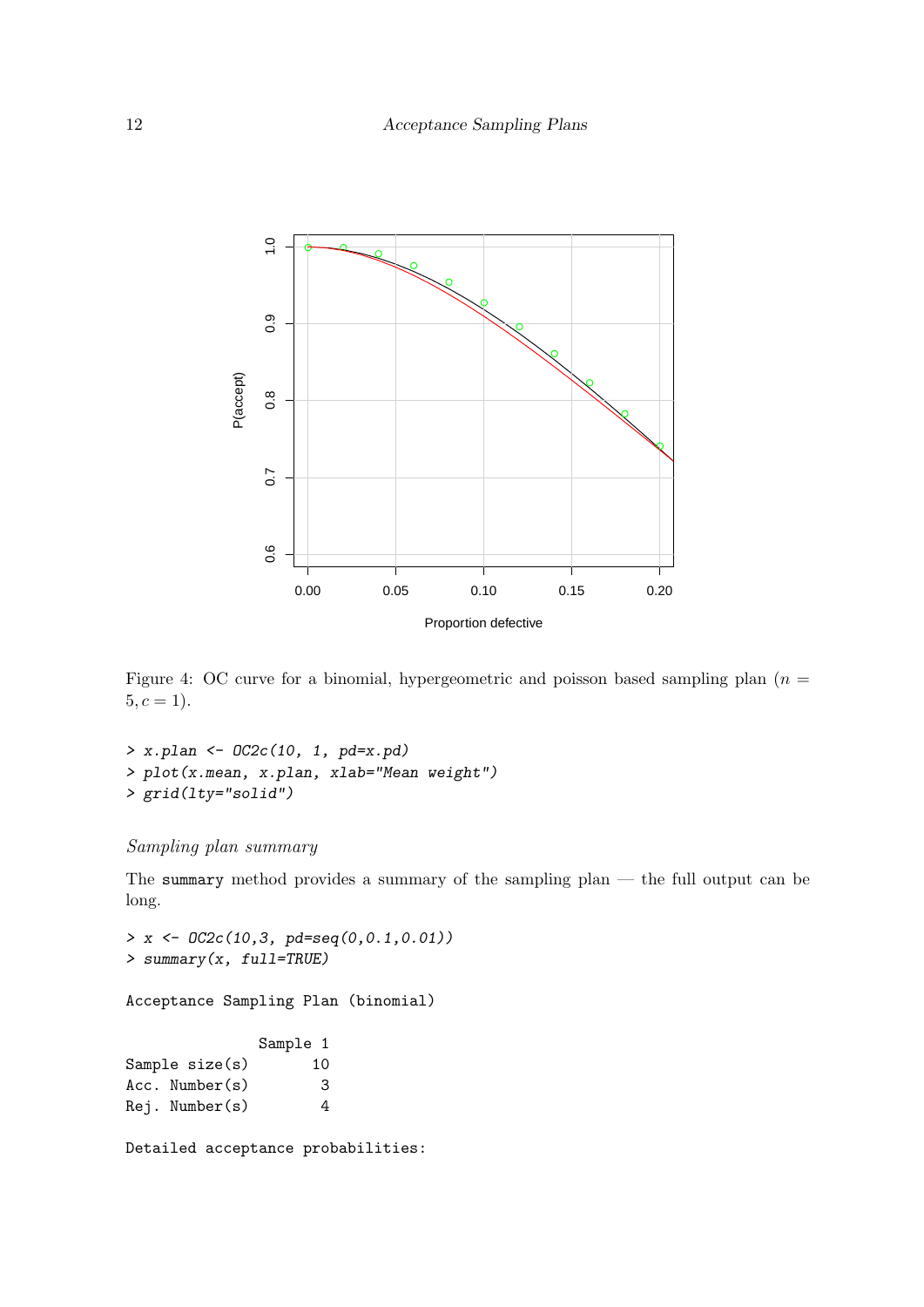Figure 4: OC curve for a binomial, hypergeometric and poisson based sampling plan ($n = 5, c = 1$).

```
> x.plan <- OC2c(10, 1, pd=x.pd)
> plot(x.mean, x.plan, xlab="Mean weight")
> grid(lty="solid")
```

*Sampling plan summary*

The `summary` method provides a summary of the sampling plan — the full output can be long.

```
> x <- OC2c(10,3, pd=seq(0,0.1,0.01))
> summary(x, full=TRUE)

Acceptance Sampling Plan (binomial)

               Sample 1
Sample size(s)       10
Acc. Number(s)        3
Rej. Number(s)        4

Detailed acceptance probabilities:
```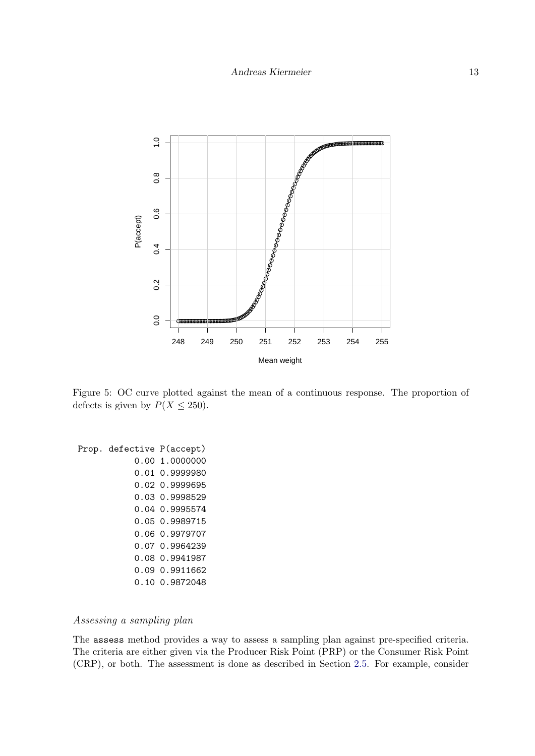Figure 5: OC curve plotted against the mean of a continuous response. The proportion of defects is given by $P(X \leq 250)$.

```
 Prop. defective P(accept)
            0.00 1.0000000
            0.01 0.9999980
            0.02 0.9999695
            0.03 0.9998529
            0.04 0.9995574
            0.05 0.9989715
            0.06 0.9979707
            0.07 0.9964239
            0.08 0.9941987
            0.09 0.9911662
            0.10 0.9872048
```

*Assessing a sampling plan*

The `assess` method provides a way to assess a sampling plan against pre-specified criteria. The criteria are either given via the Producer Risk Point (PRP) or the Consumer Risk Point (CRP), or both. The assessment is done as described in Section 2.5. For example, consider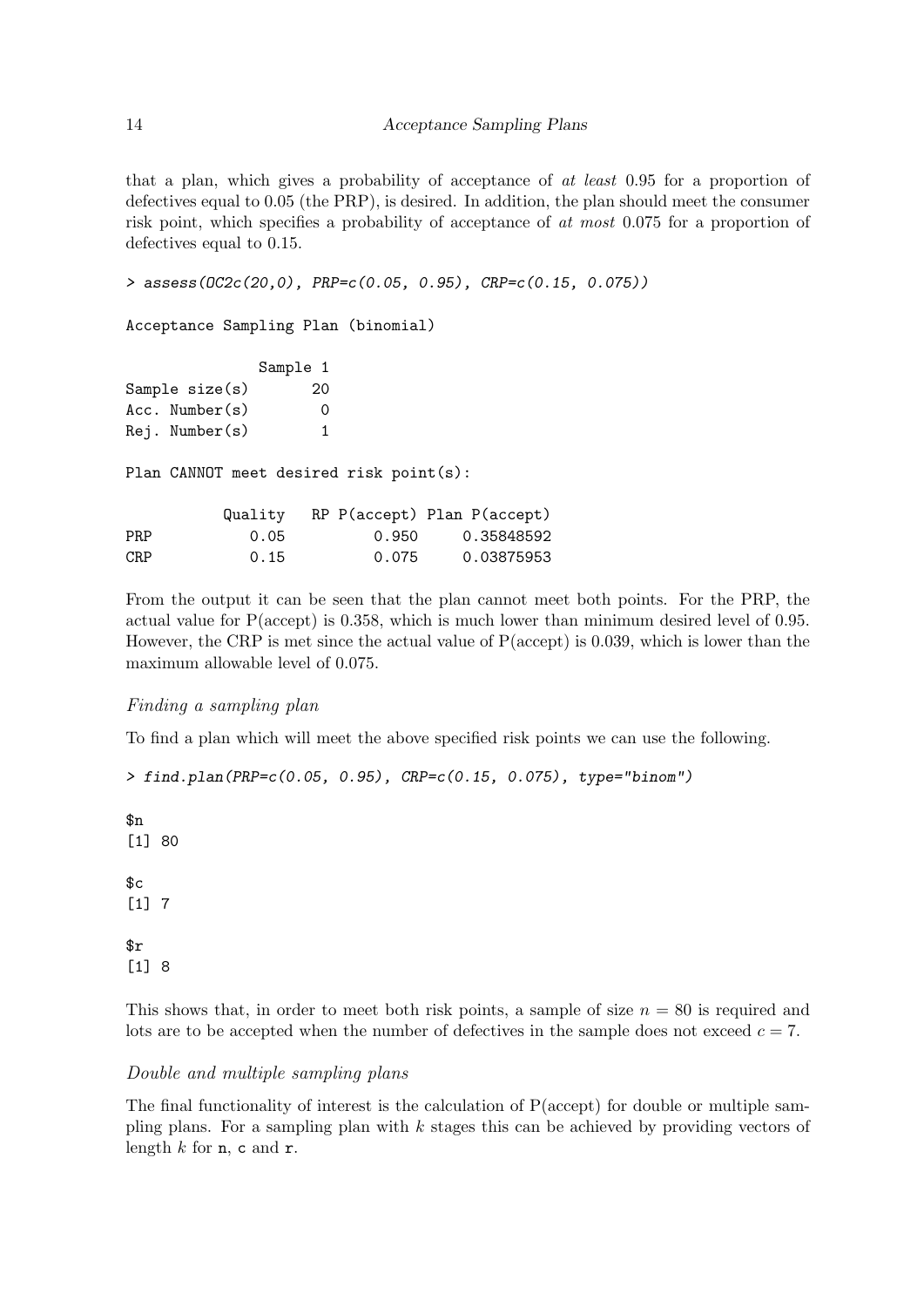that a plan, which gives a probability of acceptance of *at least* 0.95 for a proportion of defectives equal to 0.05 (the PRP), is desired. In addition, the plan should meet the consumer risk point, which specifies a probability of acceptance of *at most* 0.075 for a proportion of defectives equal to 0.15.

```
> assess(OC2c(20,0), PRP=c(0.05, 0.95), CRP=c(0.15, 0.075))

Acceptance Sampling Plan (binomial)

               Sample 1
Sample size(s)       20
Acc. Number(s)        0
Rej. Number(s)        1

Plan CANNOT meet desired risk point(s):

          Quality   RP P(accept) Plan P(accept)
PRP          0.05         0.950     0.35848592
CRP          0.15         0.075     0.03875953
```

From the output it can be seen that the plan cannot meet both points. For the PRP, the actual value for P(accept) is 0.358, which is much lower than minimum desired level of 0.95. However, the CRP is met since the actual value of P(accept) is 0.039, which is lower than the maximum allowable level of 0.075.

### *Finding a sampling plan*

To find a plan which will meet the above specified risk points we can use the following.

```
> find.plan(PRP=c(0.05, 0.95), CRP=c(0.15, 0.075), type="binom")

$n
[1] 80

$c
[1] 7

$r
[1] 8
```

This shows that, in order to meet both risk points, a sample of size $n = 80$ is required and lots are to be accepted when the number of defectives in the sample does not exceed $c = 7$.

### *Double and multiple sampling plans*

The final functionality of interest is the calculation of P(accept) for double or multiple sampling plans. For a sampling plan with $k$ stages this can be achieved by providing vectors of length $k$ for `n`, `c` and `r`.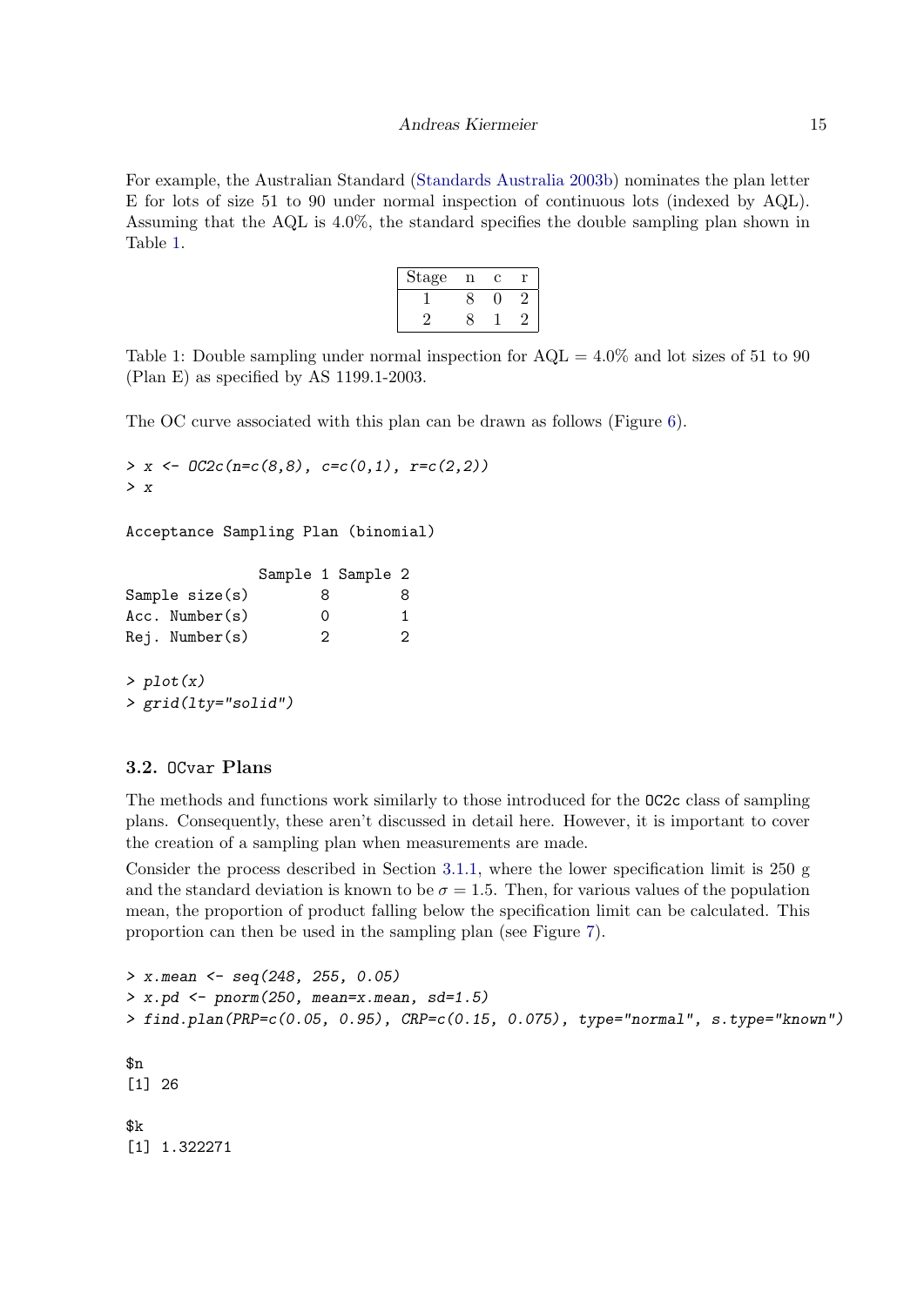For example, the Australian Standard (Standards Australia 2003b) nominates the plan letter E for lots of size 51 to 90 under normal inspection of continuous lots (indexed by AQL). Assuming that the AQL is 4.0%, the standard specifies the double sampling plan shown in Table 1.

| Stage | n | c | r |
|---|---|---|---|
| 1 | 8 | 0 | 2 |
| 2 | 8 | 1 | 2 |

Table 1: Double sampling under normal inspection for AQL = 4.0% and lot sizes of 51 to 90 (Plan E) as specified by AS 1199.1-2003.

The OC curve associated with this plan can be drawn as follows (Figure 6).

```
> x <- OC2c(n=c(8,8), c=c(0,1), r=c(2,2))
> x

Acceptance Sampling Plan (binomial)

               Sample 1 Sample 2
Sample size(s)        8        8
Acc. Number(s)        0        1
Rej. Number(s)        2        2

> plot(x)
> grid(lty="solid")
```

### 3.2. OCvar Plans

The methods and functions work similarly to those introduced for the OC2c class of sampling plans. Consequently, these aren't discussed in detail here. However, it is important to cover the creation of a sampling plan when measurements are made.

Consider the process described in Section 3.1.1, where the lower specification limit is 250 g and the standard deviation is known to be $\sigma = 1.5$. Then, for various values of the population mean, the proportion of product falling below the specification limit can be calculated. This proportion can then be used in the sampling plan (see Figure 7).

```
> x.mean <- seq(248, 255, 0.05)
> x.pd <- pnorm(250, mean=x.mean, sd=1.5)
> find.plan(PRP=c(0.05, 0.95), CRP=c(0.15, 0.075), type="normal", s.type="known")

$n
[1] 26

$k
[1] 1.322271
```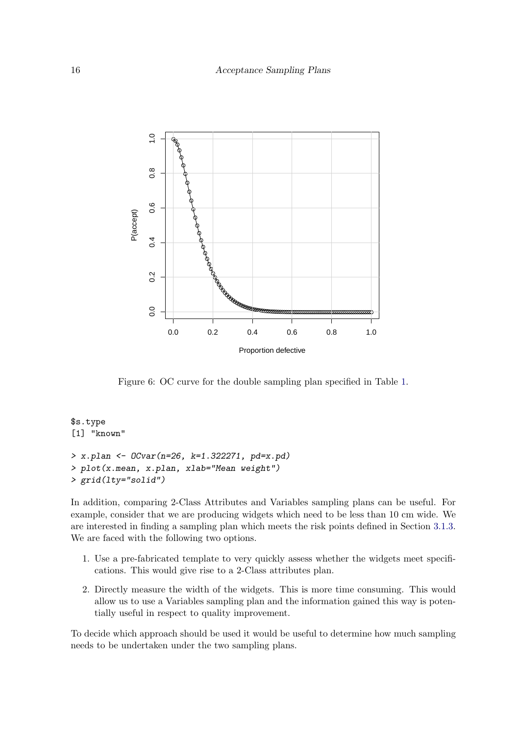Figure 6: OC curve for the double sampling plan specified in Table 1.

```
$s.type
[1] "known"

> x.plan <- OCvar(n=26, k=1.322271, pd=x.pd)
> plot(x.mean, x.plan, xlab="Mean weight")
> grid(lty="solid")
```

In addition, comparing 2-Class Attributes and Variables sampling plans can be useful. For example, consider that we are producing widgets which need to be less than 10 cm wide. We are interested in finding a sampling plan which meets the risk points defined in Section 3.1.3. We are faced with the following two options.

1. Use a pre-fabricated template to very quickly assess whether the widgets meet specifications. This would give rise to a 2-Class attributes plan.
2. Directly measure the width of the widgets. This is more time consuming. This would allow us to use a Variables sampling plan and the information gained this way is potentially useful in respect to quality improvement.

To decide which approach should be used it would be useful to determine how much sampling needs to be undertaken under the two sampling plans.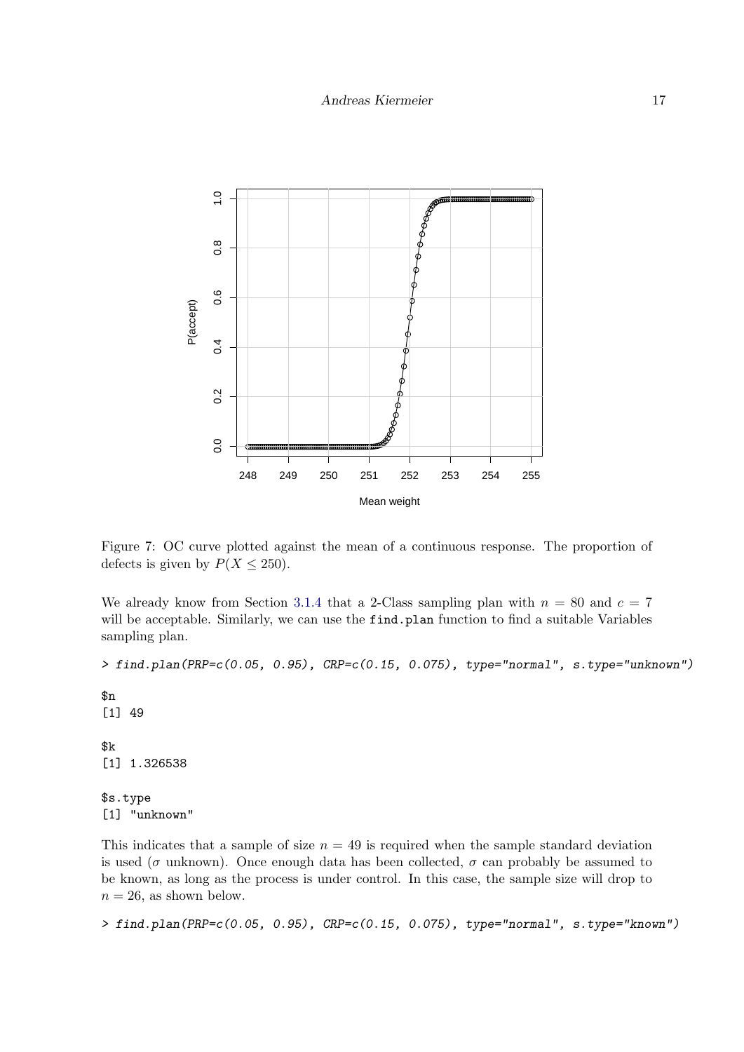Figure 7: OC curve plotted against the mean of a continuous response. The proportion of defects is given by $P(X \leq 250)$.

We already know from Section 3.1.4 that a 2-Class sampling plan with $n = 80$ and $c = 7$ will be acceptable. Similarly, we can use the `find.plan` function to find a suitable Variables sampling plan.

```
> find.plan(PRP=c(0.05, 0.95), CRP=c(0.15, 0.075), type="normal", s.type="unknown")

$n
[1] 49

$k
[1] 1.326538

$s.type
[1] "unknown"
```

This indicates that a sample of size $n = 49$ is required when the sample standard deviation is used ($\sigma$ unknown). Once enough data has been collected, $\sigma$ can probably be assumed to be known, as long as the process is under control. In this case, the sample size will drop to $n = 26$, as shown below.

```
> find.plan(PRP=c(0.05, 0.95), CRP=c(0.15, 0.075), type="normal", s.type="known")
```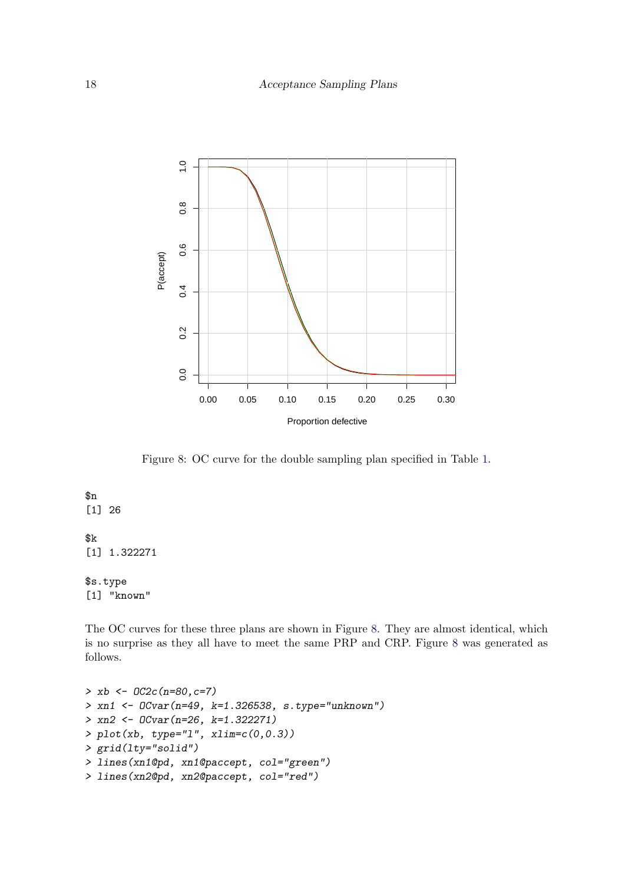Figure 8: OC curve for the double sampling plan specified in Table 1.

```
$n
[1] 26

$k
[1] 1.322271

$s.type
[1] "known"
```

The OC curves for these three plans are shown in Figure 8. They are almost identical, which is no surprise as they all have to meet the same PRP and CRP. Figure 8 was generated as follows.

```
> xb <- OC2c(n=80,c=7)
> xn1 <- OCvar(n=49, k=1.326538, s.type="unknown")
> xn2 <- OCvar(n=26, k=1.322271)
> plot(xb, type="l", xlim=c(0,0.3))
> grid(lty="solid")
> lines(xn1@pd, xn1@paccept, col="green")
> lines(xn2@pd, xn2@paccept, col="red")
```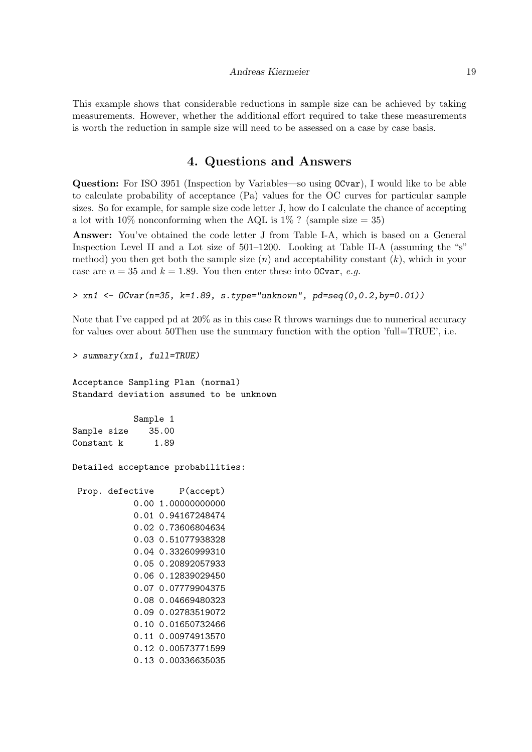This example shows that considerable reductions in sample size can be achieved by taking measurements. However, whether the additional effort required to take these measurements is worth the reduction in sample size will need to be assessed on a case by case basis.

## 4. Questions and Answers

**Question:** For ISO 3951 (Inspection by Variables—so using `OCvar`), I would like to be able to calculate probability of acceptance (Pa) values for the OC curves for particular sample sizes. So for example, for sample size code letter J, how do I calculate the chance of accepting a lot with 10% nonconforming when the AQL is 1% ? (sample size = 35)

**Answer:** You've obtained the code letter J from Table I-A, which is based on a General Inspection Level II and a Lot size of 501–1200. Looking at Table II-A (assuming the "s" method) you then get both the sample size ($n$) and acceptability constant ($k$), which in your case are $n = 35$ and $k = 1.89$. You then enter these into `OCvar`, *e.g.*

```
> xn1 <- OCvar(n=35, k=1.89, s.type="unknown", pd=seq(0,0.2,by=0.01))
```

Note that I've capped pd at 20% as in this case R throws warnings due to numerical accuracy for values over about 50Then use the summary function with the option 'full=TRUE', i.e.

```
> summary(xn1, full=TRUE)

Acceptance Sampling Plan (normal)
Standard deviation assumed to be unknown

            Sample 1
Sample size    35.00
Constant k      1.89

Detailed acceptance probabilities:

 Prop. defective     P(accept)
            0.00 1.00000000000
            0.01 0.94167248474
            0.02 0.73606804634
            0.03 0.51077938328
            0.04 0.33260999310
            0.05 0.20892057933
            0.06 0.12839029450
            0.07 0.07779904375
            0.08 0.04669480323
            0.09 0.02783519072
            0.10 0.01650732466
            0.11 0.00974913570
            0.12 0.00573771599
            0.13 0.00336635035
```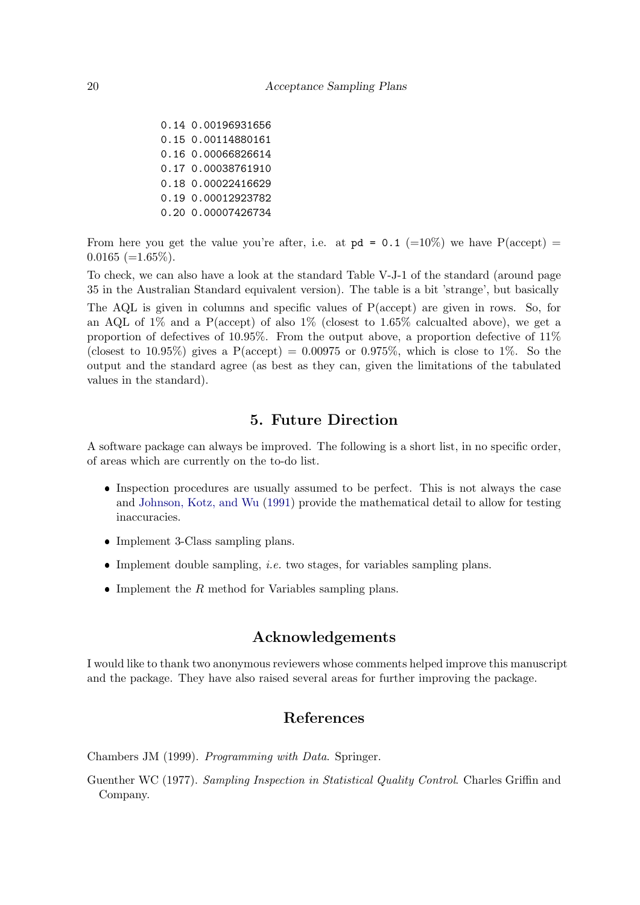```
0.14 0.00196931656
0.15 0.00114880161
0.16 0.00066826614
0.17 0.00038761910
0.18 0.00022416629
0.19 0.00012923782
0.20 0.00007426734
```

From here you get the value you're after, i.e. at `pd = 0.1` (=10%) we have P(accept) = 0.0165 (=1.65%).

To check, we can also have a look at the standard Table V-J-1 of the standard (around page 35 in the Australian Standard equivalent version). The table is a bit 'strange', but basically The AQL is given in columns and specific values of P(accept) are given in rows. So, for an AQL of 1% and a P(accept) of also 1% (closest to 1.65% calcualted above), we get a proportion of defectives of 10.95%. From the output above, a proportion defective of 11% (closest to 10.95%) gives a P(accept) = 0.00975 or 0.975%, which is close to 1%. So the output and the standard agree (as best as they can, given the limitations of the tabulated values in the standard).

## 5. Future Direction

A software package can always be improved. The following is a short list, in no specific order, of areas which are currently on the to-do list.

- Inspection procedures are usually assumed to be perfect. This is not always the case and Johnson, Kotz, and Wu (1991) provide the mathematical detail to allow for testing inaccuracies.
- Implement 3-Class sampling plans.
- Implement double sampling, *i.e.* two stages, for variables sampling plans.
- Implement the *R* method for Variables sampling plans.

## Acknowledgements

I would like to thank two anonymous reviewers whose comments helped improve this manuscript and the package. They have also raised several areas for further improving the package.

## References

Chambers JM (1999). *Programming with Data*. Springer.

Guenther WC (1977). *Sampling Inspection in Statistical Quality Control*. Charles Griffin and Company.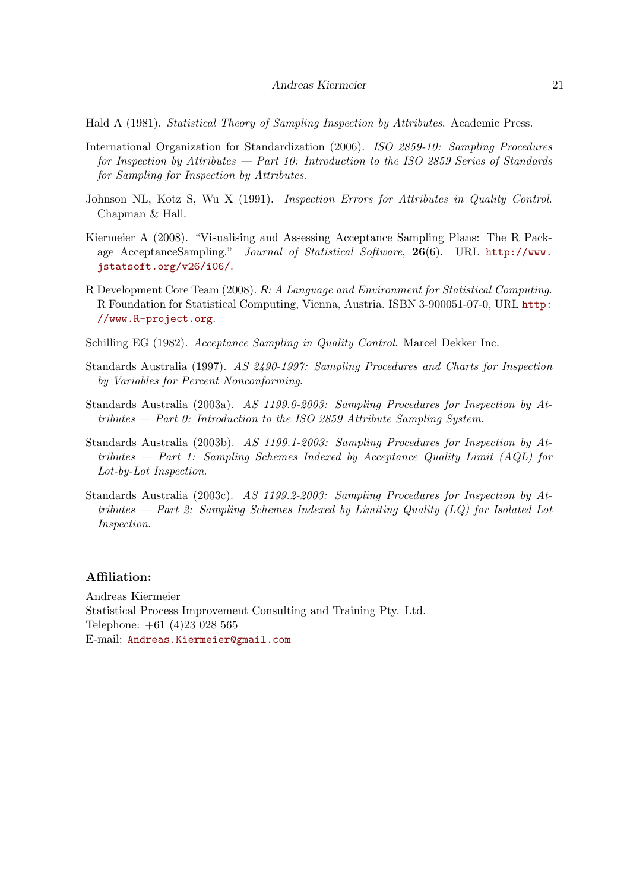Hald A (1981). *Statistical Theory of Sampling Inspection by Attributes*. Academic Press.

International Organization for Standardization (2006). *ISO 2859-10: Sampling Procedures for Inspection by Attributes — Part 10: Introduction to the ISO 2859 Series of Standards for Sampling for Inspection by Attributes*.

Johnson NL, Kotz S, Wu X (1991). *Inspection Errors for Attributes in Quality Control*. Chapman & Hall.

Kiermeier A (2008). "Visualising and Assessing Acceptance Sampling Plans: The R Package AcceptanceSampling." *Journal of Statistical Software*, **26**(6). URL http://www.jstatsoft.org/v26/i06/.

R Development Core Team (2008). *R: A Language and Environment for Statistical Computing*. R Foundation for Statistical Computing, Vienna, Austria. ISBN 3-900051-07-0, URL http://www.R-project.org.

Schilling EG (1982). *Acceptance Sampling in Quality Control*. Marcel Dekker Inc.

Standards Australia (1997). *AS 2490-1997: Sampling Procedures and Charts for Inspection by Variables for Percent Nonconforming*.

Standards Australia (2003a). *AS 1199.0-2003: Sampling Procedures for Inspection by Attributes — Part 0: Introduction to the ISO 2859 Attribute Sampling System*.

Standards Australia (2003b). *AS 1199.1-2003: Sampling Procedures for Inspection by Attributes — Part 1: Sampling Schemes Indexed by Acceptance Quality Limit (AQL) for Lot-by-Lot Inspection*.

Standards Australia (2003c). *AS 1199.2-2003: Sampling Procedures for Inspection by Attributes — Part 2: Sampling Schemes Indexed by Limiting Quality (LQ) for Isolated Lot Inspection*.

### Affiliation:

Andreas Kiermeier
Statistical Process Improvement Consulting and Training Pty. Ltd.
Telephone: +61 (4)23 028 565
E-mail: Andreas.Kiermeier@gmail.com